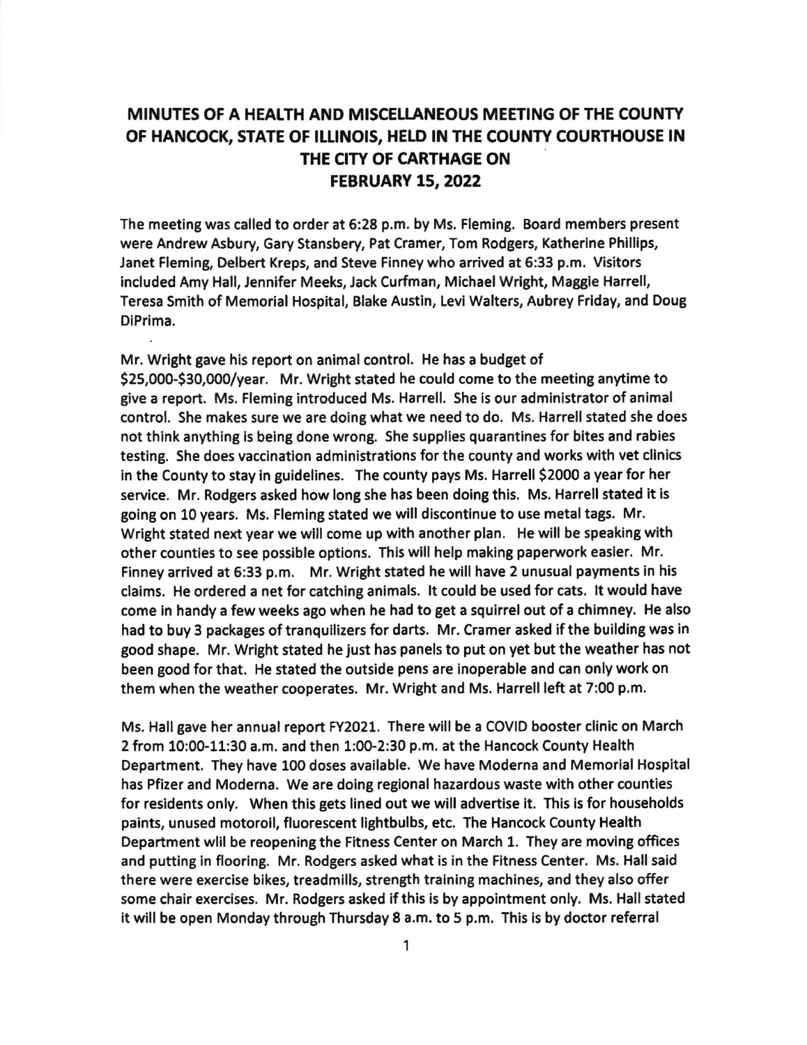# MINUTES OF A HEALTH AND MISCELLANEOUS MEETING OF THE COUNTY OF HANCOCK, STATE OF ILLINOIS, HELD IN THE COUNTY COURTHOUSE IN THE CITY OF CARTHAGE ON FEBRUARY 15, 2022

The meeting was called to order at 6:28 p.m. by Ms. Fleming. Board members present were Andrew Asbury, Gary Stansbery, Pat Cramer, Tom Rodgers, Katherine Phillips, Janet Fleming, Delbert Kreps, and Steve Finney who arrived at 6:33 p.m. Visitors included Amy Hall, Jennifer Meeks, Jack Curfman, Michael Wright, Maggie Harrell, Teresa Smith of Memorial Hospital, Blake Austin, Levi Walters, Aubrey Friday, and Doug DiPrima.

Mr. Wright gave his report on animal control. He has a budget of $25,000-$30,000/year. Mr. Wright stated he could come to the meeting anytime to give a report. Ms. Fleming introduced Ms. Harrell. She is our administrator of animal control. She makes sure we are doing what we need to do. Ms. Harrell stated she does not think anything is being done wrong. She supplies quarantines for bites and rabies testing. She does vaccination administrations for the county and works with vet clinics in the County to stay in guidelines. The county pays Ms. Harrell $2000 a year for her service. Mr. Rodgers asked how long she has been doing this. Ms. Harrell stated it is going on 10 years. Ms. Fleming stated we will discontinue to use metal tags. Mr. Wright stated next year we will come up with another plan. He will be speaking with other counties to see possible options. This will help making paperwork easier. Mr. Finney arrived at 6:33 p.m. Mr. Wright stated he will have 2 unusual payments in his claims. He ordered a net for catching animals. It could be used for cats. It would have come in handy a few weeks ago when he had to get a squirrel out of a chimney. He also had to buy 3 packages of tranquilizers for darts. Mr. Cramer asked if the building was in good shape. Mr. Wright stated he just has panels to put on yet but the weather has not been good for that. He stated the outside pens are inoperable and can only work on them when the weather cooperates. Mr. Wright and Ms. Harrell left at 7:00 p.m.

Ms. Hall gave her annual report FY2021. There will be a COVID booster clinic on March 2 from 10:00-11:30 a.m. and then 1:00-2:30 p.m. at the Hancock County Health Department. They have 100 doses available. We have Moderna and Memorial Hospital has Pfizer and Moderna. We are doing regional hazardous waste with other counties for residents only. When this gets lined out we will advertise it. This is for households paints, unused motoroil, fluorescent lightbulbs, etc. The Hancock County Health Department wlil be reopening the Fitness Center on March 1. They are moving offices and putting in flooring. Mr. Rodgers asked what is in the Fitness Center. Ms. Hall said there were exercise bikes, treadmills, strength training machines, and they also offer some chair exercises. Mr. Rodgers asked if this is by appointment only. Ms. Hall stated it will be open Monday through Thursday 8 a.m. to 5 p.m. This is by doctor referral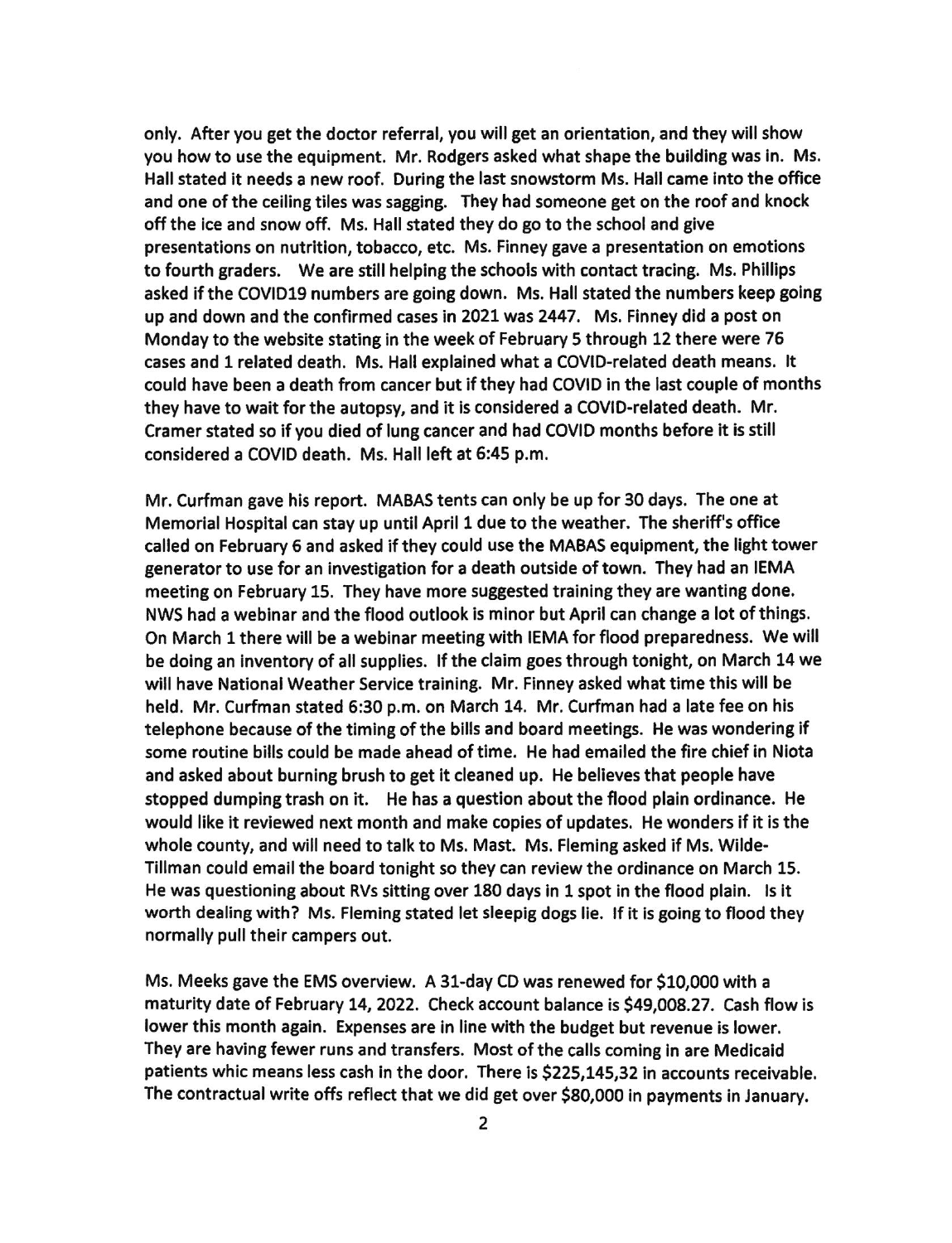only. After you get the doctor referral, you will get an orientation, and they will show you how to use the equipment. Mr. Rodgers asked what shape the building was in. Ms. Hall stated it needs a new roof. During the last snowstorm Ms. Hall came into the office and one of the ceiling tiles was sagging. They had someone get on the roof and knock off the ice and snow off. Ms. Hall stated they do go to the school and give presentations on nutrition, tobacco, etc. Ms. Finney gave a presentation on emotions to fourth graders. We are still helping the schools with contact tracing. Ms. Phillips asked if the COVID19 numbers are going down. Ms. Hall stated the numbers keep going up and down and the confirmed cases in 2021 was 2447. Ms. Finney did a post on Monday to the website stating in the week of February 5 through 12 there were 76 cases and 1 related death. Ms. Hall explained what a COVID-related death means. It could have been a death from cancer but if they had COVID in the last couple of months they have to wait for the autopsy, and it is considered a COVID-related death. Mr. Cramer stated so if you died of lung cancer and had COVID months before it is still considered a COVID death. Ms. Hall left at 6:45 p.m.

Mr. Curfman gave his report. MABAS tents can only be up for 30 days. The one at Memorial Hospital can stay up until April 1 due to the weather. The sheriff's office called on February 6 and asked if they could use the MABAS equipment, the light tower generator to use for an investigation for a death outside of town. They had an IEMA meeting on February 15. They have more suggested training they are wanting done. NWS had a webinar and the flood outlook is minor but April can change a lot of things. On March 1 there will be a webinar meeting with IEMA for flood preparedness. We will be doing an inventory of all supplies. If the claim goes through tonight, on March 14 we will have National Weather Service training. Mr. Finney asked what time this will be held. Mr. Curfman stated 6:30 p.m. on March 14. Mr. Curfman had a late fee on his telephone because of the timing of the bills and board meetings. He was wondering if some routine bills could be made ahead of time. He had emailed the fire chief in Niota and asked about burning brush to get it cleaned up. He believes that people have stopped dumping trash on it. He has a question about the flood plain ordinance. He would like it reviewed next month and make copies of updates. He wonders if it is the whole county, and will need to talk to Ms. Mast. Ms. Fleming asked if Ms. Wilde-Tillman could email the board tonight so they can review the ordinance on March 15. He was questioning about RVs sitting over 180 days in 1 spot in the flood plain. Is it worth dealing with? Ms. Fleming stated let sleepig dogs lie. If it is going to flood they normally pull their campers out.

Ms. Meeks gave the EMS overview. A 31-day CD was renewed for $10,000 with a maturity date of February 14, 2022. Check account balance is $49,008.27. Cash flow is lower this month again. Expenses are in line with the budget but revenue is lower. They are having fewer runs and transfers. Most of the calls coming in are Medicaid patients whic means less cash in the door. There is $225,145,32 in accounts receivable. The contractual write offs reflect that we did get over $80,000 in payments in January.